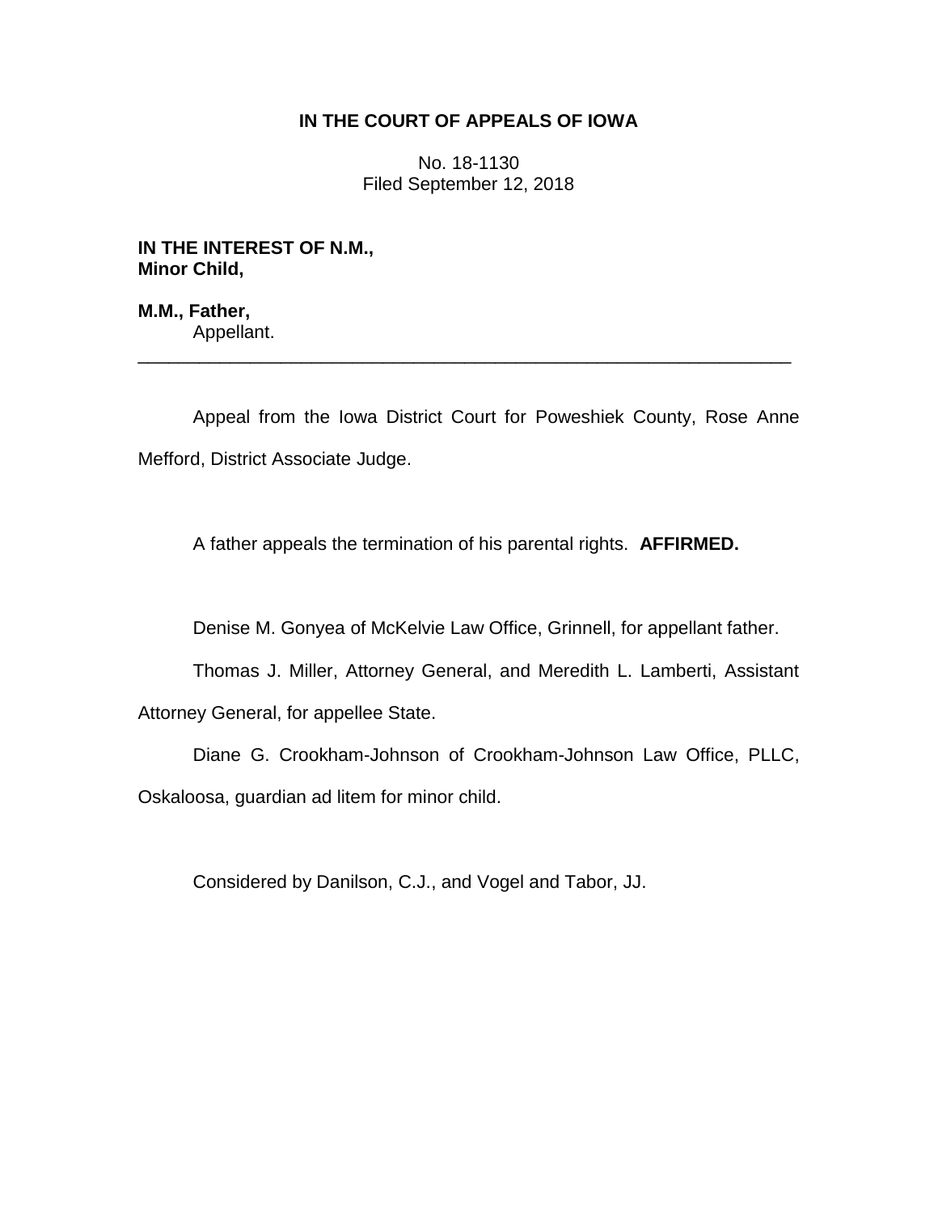**IN THE COURT OF APPEALS OF IOWA**

No. 18-1130
Filed September 12, 2018

**IN THE INTEREST OF N.M.,**
**Minor Child,**

**M.M., Father,**
Appellant.

---

Appeal from the Iowa District Court for Poweshiek County, Rose Anne Mefford, District Associate Judge.

A father appeals the termination of his parental rights. **AFFIRMED.**

Denise M. Gonyea of McKelvie Law Office, Grinnell, for appellant father.

Thomas J. Miller, Attorney General, and Meredith L. Lamberti, Assistant Attorney General, for appellee State.

Diane G. Crookham-Johnson of Crookham-Johnson Law Office, PLLC, Oskaloosa, guardian ad litem for minor child.

Considered by Danilson, C.J., and Vogel and Tabor, JJ.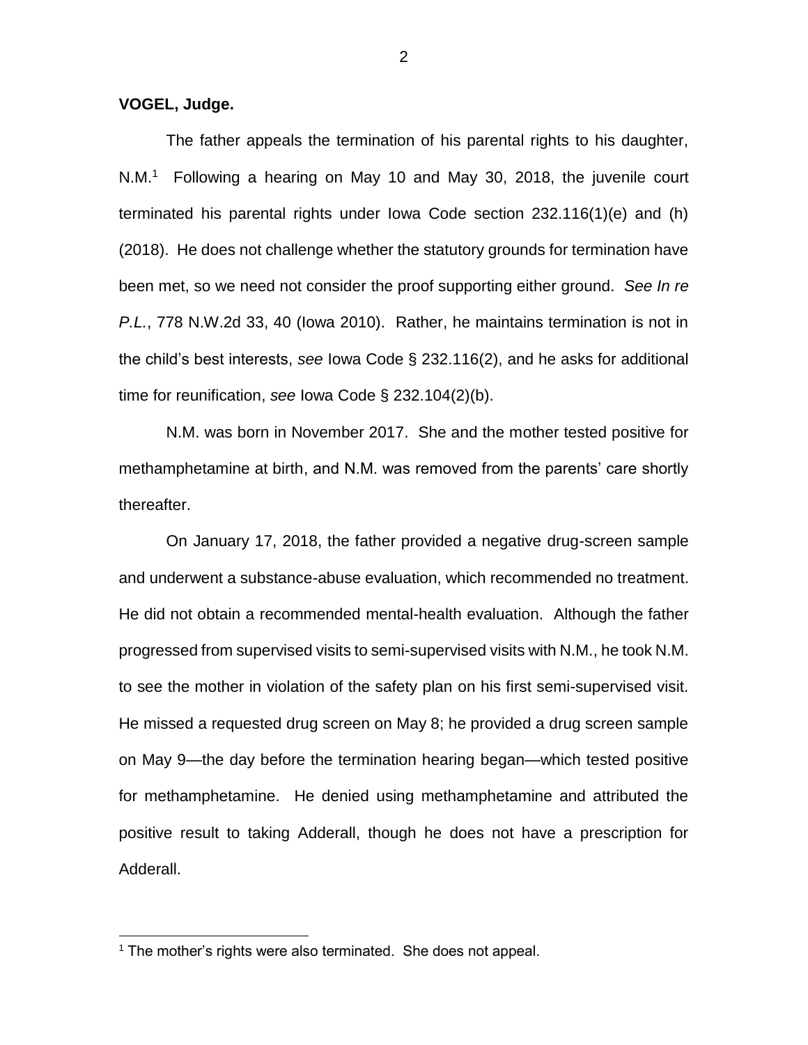**VOGEL, Judge.**

The father appeals the termination of his parental rights to his daughter, N.M.[1] Following a hearing on May 10 and May 30, 2018, the juvenile court terminated his parental rights under Iowa Code section 232.116(1)(e) and (h) (2018). He does not challenge whether the statutory grounds for termination have been met, so we need not consider the proof supporting either ground. *See In re P.L.*, 778 N.W.2d 33, 40 (Iowa 2010). Rather, he maintains termination is not in the child's best interests, *see* Iowa Code § 232.116(2), and he asks for additional time for reunification, *see* Iowa Code § 232.104(2)(b).

N.M. was born in November 2017. She and the mother tested positive for methamphetamine at birth, and N.M. was removed from the parents' care shortly thereafter.

On January 17, 2018, the father provided a negative drug-screen sample and underwent a substance-abuse evaluation, which recommended no treatment. He did not obtain a recommended mental-health evaluation. Although the father progressed from supervised visits to semi-supervised visits with N.M., he took N.M. to see the mother in violation of the safety plan on his first semi-supervised visit. He missed a requested drug screen on May 8; he provided a drug screen sample on May 9—the day before the termination hearing began—which tested positive for methamphetamine. He denied using methamphetamine and attributed the positive result to taking Adderall, though he does not have a prescription for Adderall.

[1] The mother's rights were also terminated. She does not appeal.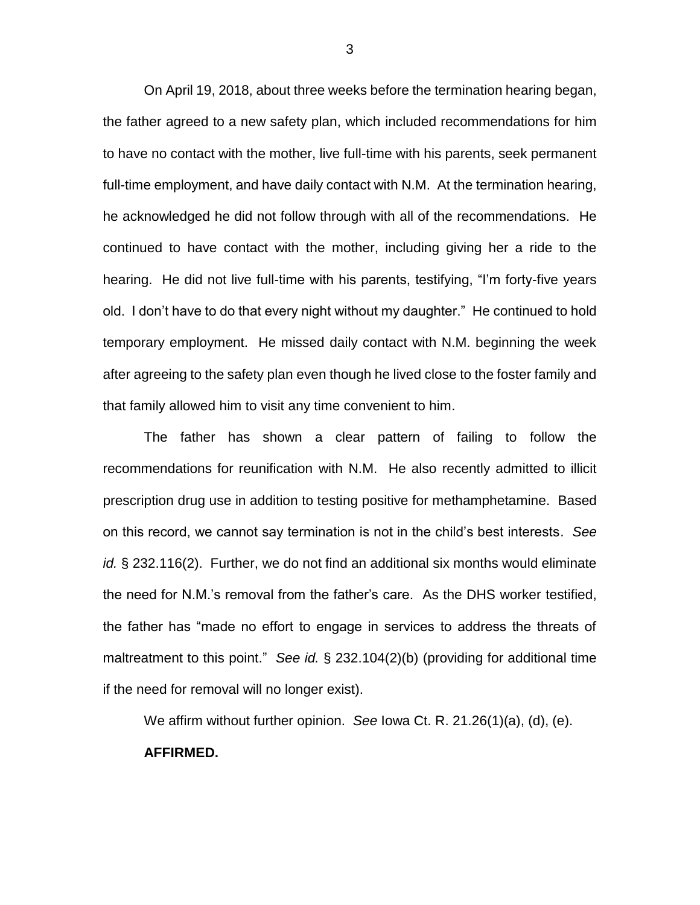On April 19, 2018, about three weeks before the termination hearing began, the father agreed to a new safety plan, which included recommendations for him to have no contact with the mother, live full-time with his parents, seek permanent full-time employment, and have daily contact with N.M. At the termination hearing, he acknowledged he did not follow through with all of the recommendations. He continued to have contact with the mother, including giving her a ride to the hearing. He did not live full-time with his parents, testifying, "I'm forty-five years old. I don't have to do that every night without my daughter." He continued to hold temporary employment. He missed daily contact with N.M. beginning the week after agreeing to the safety plan even though he lived close to the foster family and that family allowed him to visit any time convenient to him.

The father has shown a clear pattern of failing to follow the recommendations for reunification with N.M. He also recently admitted to illicit prescription drug use in addition to testing positive for methamphetamine. Based on this record, we cannot say termination is not in the child's best interests. *See id.* § 232.116(2). Further, we do not find an additional six months would eliminate the need for N.M.'s removal from the father's care. As the DHS worker testified, the father has "made no effort to engage in services to address the threats of maltreatment to this point." *See id.* § 232.104(2)(b) (providing for additional time if the need for removal will no longer exist).

We affirm without further opinion. *See* Iowa Ct. R. 21.26(1)(a), (d), (e).

**AFFIRMED.**